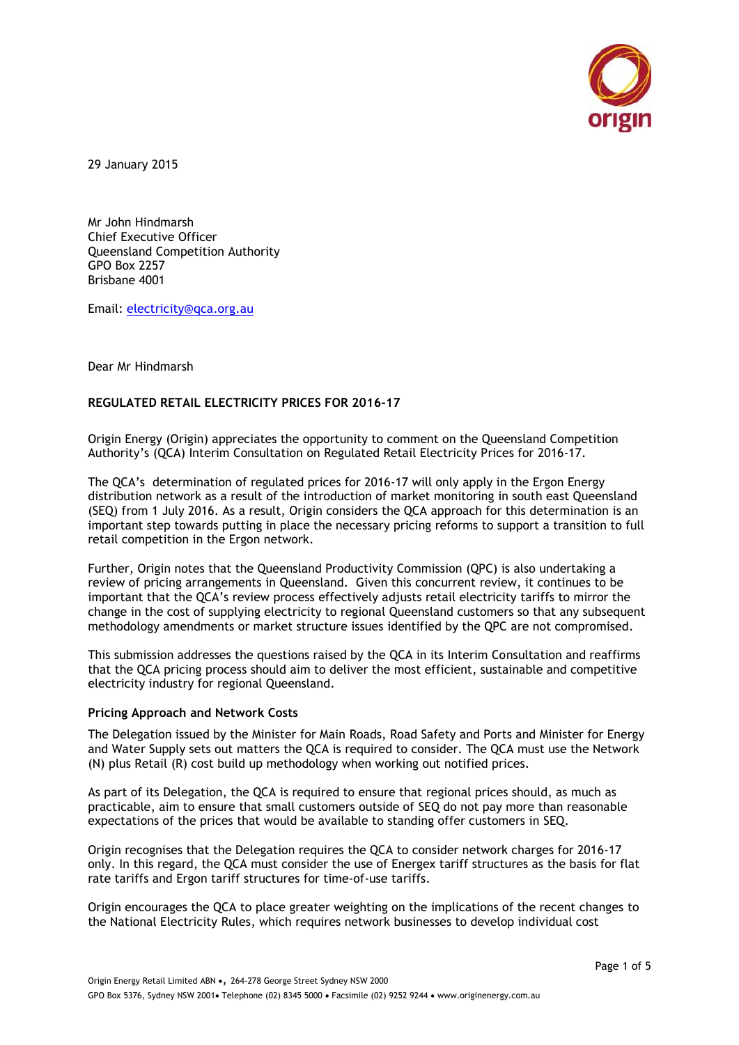29 January 2015

Mr John Hindmarsh
Chief Executive Officer
Queensland Competition Authority
GPO Box 2257
Brisbane 4001

Email: electricity@qca.org.au

Dear Mr Hindmarsh

**REGULATED RETAIL ELECTRICITY PRICES FOR 2016-17**

Origin Energy (Origin) appreciates the opportunity to comment on the Queensland Competition Authority's (QCA) Interim Consultation on Regulated Retail Electricity Prices for 2016-17.

The QCA's determination of regulated prices for 2016-17 will only apply in the Ergon Energy distribution network as a result of the introduction of market monitoring in south east Queensland (SEQ) from 1 July 2016. As a result, Origin considers the QCA approach for this determination is an important step towards putting in place the necessary pricing reforms to support a transition to full retail competition in the Ergon network.

Further, Origin notes that the Queensland Productivity Commission (QPC) is also undertaking a review of pricing arrangements in Queensland. Given this concurrent review, it continues to be important that the QCA's review process effectively adjusts retail electricity tariffs to mirror the change in the cost of supplying electricity to regional Queensland customers so that any subsequent methodology amendments or market structure issues identified by the QPC are not compromised.

This submission addresses the questions raised by the QCA in its Interim Consultation and reaffirms that the QCA pricing process should aim to deliver the most efficient, sustainable and competitive electricity industry for regional Queensland.

**Pricing Approach and Network Costs**

The Delegation issued by the Minister for Main Roads, Road Safety and Ports and Minister for Energy and Water Supply sets out matters the QCA is required to consider. The QCA must use the Network (N) plus Retail (R) cost build up methodology when working out notified prices.

As part of its Delegation, the QCA is required to ensure that regional prices should, as much as practicable, aim to ensure that small customers outside of SEQ do not pay more than reasonable expectations of the prices that would be available to standing offer customers in SEQ.

Origin recognises that the Delegation requires the QCA to consider network charges for 2016-17 only. In this regard, the QCA must consider the use of Energex tariff structures as the basis for flat rate tariffs and Ergon tariff structures for time-of-use tariffs.

Origin encourages the QCA to place greater weighting on the implications of the recent changes to the National Electricity Rules, which requires network businesses to develop individual cost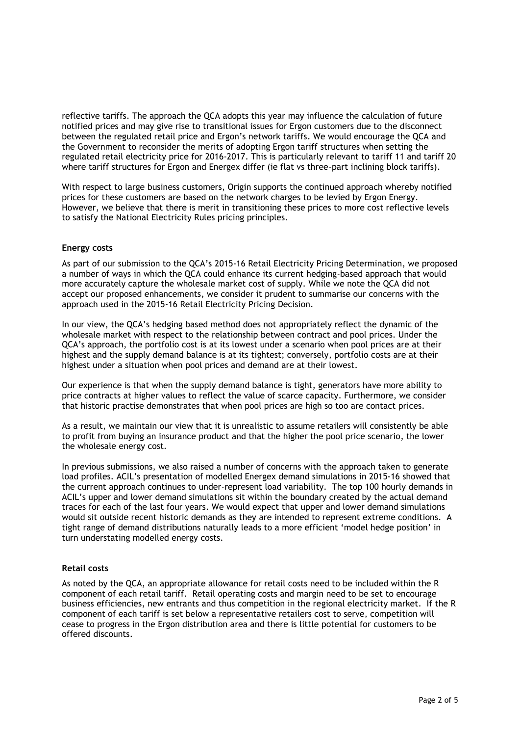reflective tariffs. The approach the QCA adopts this year may influence the calculation of future notified prices and may give rise to transitional issues for Ergon customers due to the disconnect between the regulated retail price and Ergon's network tariffs. We would encourage the QCA and the Government to reconsider the merits of adopting Ergon tariff structures when setting the regulated retail electricity price for 2016-2017. This is particularly relevant to tariff 11 and tariff 20 where tariff structures for Ergon and Energex differ (ie flat vs three-part inclining block tariffs).

With respect to large business customers, Origin supports the continued approach whereby notified prices for these customers are based on the network charges to be levied by Ergon Energy. However, we believe that there is merit in transitioning these prices to more cost reflective levels to satisfy the National Electricity Rules pricing principles.

**Energy costs**

As part of our submission to the QCA's 2015-16 Retail Electricity Pricing Determination, we proposed a number of ways in which the QCA could enhance its current hedging-based approach that would more accurately capture the wholesale market cost of supply. While we note the QCA did not accept our proposed enhancements, we consider it prudent to summarise our concerns with the approach used in the 2015-16 Retail Electricity Pricing Decision.

In our view, the QCA's hedging based method does not appropriately reflect the dynamic of the wholesale market with respect to the relationship between contract and pool prices. Under the QCA's approach, the portfolio cost is at its lowest under a scenario when pool prices are at their highest and the supply demand balance is at its tightest; conversely, portfolio costs are at their highest under a situation when pool prices and demand are at their lowest.

Our experience is that when the supply demand balance is tight, generators have more ability to price contracts at higher values to reflect the value of scarce capacity. Furthermore, we consider that historic practise demonstrates that when pool prices are high so too are contact prices.

As a result, we maintain our view that it is unrealistic to assume retailers will consistently be able to profit from buying an insurance product and that the higher the pool price scenario, the lower the wholesale energy cost.

In previous submissions, we also raised a number of concerns with the approach taken to generate load profiles. ACIL's presentation of modelled Energex demand simulations in 2015-16 showed that the current approach continues to under-represent load variability. The top 100 hourly demands in ACIL's upper and lower demand simulations sit within the boundary created by the actual demand traces for each of the last four years. We would expect that upper and lower demand simulations would sit outside recent historic demands as they are intended to represent extreme conditions. A tight range of demand distributions naturally leads to a more efficient 'model hedge position' in turn understating modelled energy costs.

**Retail costs**

As noted by the QCA, an appropriate allowance for retail costs need to be included within the R component of each retail tariff. Retail operating costs and margin need to be set to encourage business efficiencies, new entrants and thus competition in the regional electricity market. If the R component of each tariff is set below a representative retailers cost to serve, competition will cease to progress in the Ergon distribution area and there is little potential for customers to be offered discounts.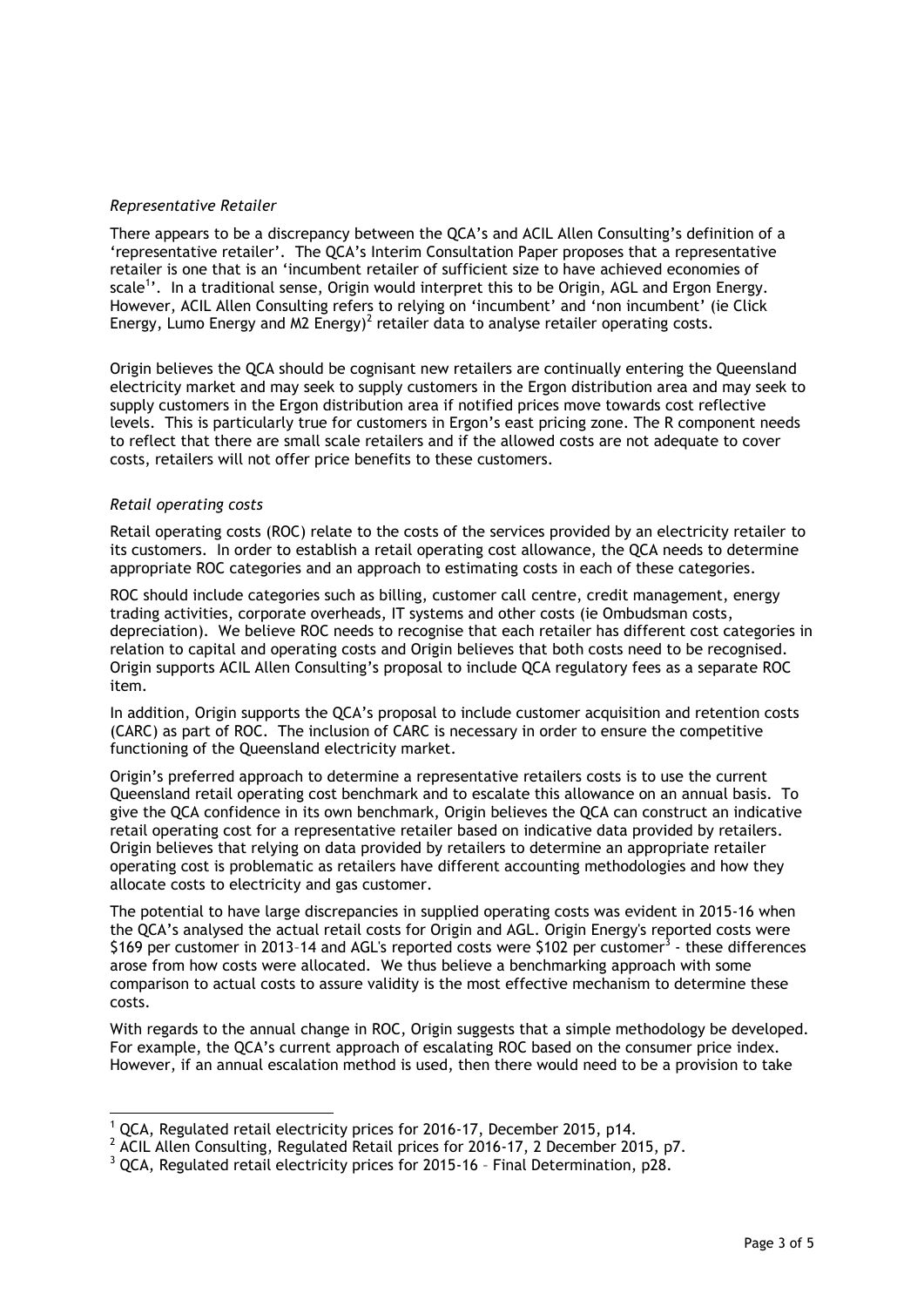*Representative Retailer*

There appears to be a discrepancy between the QCA's and ACIL Allen Consulting's definition of a 'representative retailer'. The QCA's Interim Consultation Paper proposes that a representative retailer is one that is an 'incumbent retailer of sufficient size to have achieved economies of scale[1]'. In a traditional sense, Origin would interpret this to be Origin, AGL and Ergon Energy. However, ACIL Allen Consulting refers to relying on 'incumbent' and 'non incumbent' (ie Click Energy, Lumo Energy and M2 Energy)[2] retailer data to analyse retailer operating costs.

Origin believes the QCA should be cognisant new retailers are continually entering the Queensland electricity market and may seek to supply customers in the Ergon distribution area and may seek to supply customers in the Ergon distribution area if notified prices move towards cost reflective levels. This is particularly true for customers in Ergon's east pricing zone. The R component needs to reflect that there are small scale retailers and if the allowed costs are not adequate to cover costs, retailers will not offer price benefits to these customers.

*Retail operating costs*

Retail operating costs (ROC) relate to the costs of the services provided by an electricity retailer to its customers. In order to establish a retail operating cost allowance, the QCA needs to determine appropriate ROC categories and an approach to estimating costs in each of these categories.

ROC should include categories such as billing, customer call centre, credit management, energy trading activities, corporate overheads, IT systems and other costs (ie Ombudsman costs, depreciation). We believe ROC needs to recognise that each retailer has different cost categories in relation to capital and operating costs and Origin believes that both costs need to be recognised. Origin supports ACIL Allen Consulting's proposal to include QCA regulatory fees as a separate ROC item.

In addition, Origin supports the QCA's proposal to include customer acquisition and retention costs (CARC) as part of ROC. The inclusion of CARC is necessary in order to ensure the competitive functioning of the Queensland electricity market.

Origin's preferred approach to determine a representative retailers costs is to use the current Queensland retail operating cost benchmark and to escalate this allowance on an annual basis. To give the QCA confidence in its own benchmark, Origin believes the QCA can construct an indicative retail operating cost for a representative retailer based on indicative data provided by retailers. Origin believes that relying on data provided by retailers to determine an appropriate retailer operating cost is problematic as retailers have different accounting methodologies and how they allocate costs to electricity and gas customer.

The potential to have large discrepancies in supplied operating costs was evident in 2015-16 when the QCA's analysed the actual retail costs for Origin and AGL. Origin Energy's reported costs were $169 per customer in 2013–14 and AGL's reported costs were $102 per customer[3] - these differences arose from how costs were allocated. We thus believe a benchmarking approach with some comparison to actual costs to assure validity is the most effective mechanism to determine these costs.

With regards to the annual change in ROC, Origin suggests that a simple methodology be developed. For example, the QCA's current approach of escalating ROC based on the consumer price index. However, if an annual escalation method is used, then there would need to be a provision to take

---

[1] QCA, Regulated retail electricity prices for 2016-17, December 2015, p14.

[2] ACIL Allen Consulting, Regulated Retail prices for 2016-17, 2 December 2015, p7.

[3] QCA, Regulated retail electricity prices for 2015-16 – Final Determination, p28.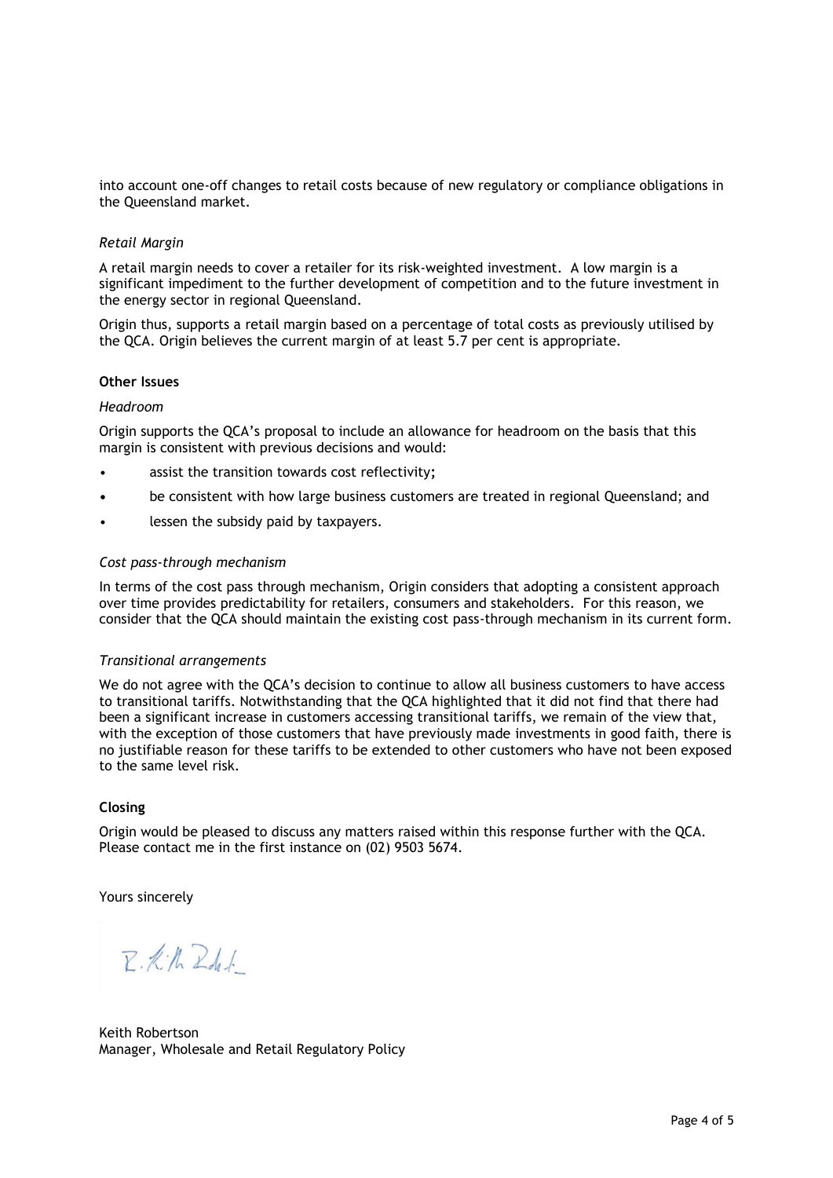into account one-off changes to retail costs because of new regulatory or compliance obligations in the Queensland market.

*Retail Margin*

A retail margin needs to cover a retailer for its risk-weighted investment. A low margin is a significant impediment to the further development of competition and to the future investment in the energy sector in regional Queensland.

Origin thus, supports a retail margin based on a percentage of total costs as previously utilised by the QCA. Origin believes the current margin of at least 5.7 per cent is appropriate.

**Other Issues**

*Headroom*

Origin supports the QCA's proposal to include an allowance for headroom on the basis that this margin is consistent with previous decisions and would:

- assist the transition towards cost reflectivity;
- be consistent with how large business customers are treated in regional Queensland; and
- lessen the subsidy paid by taxpayers.

*Cost pass-through mechanism*

In terms of the cost pass through mechanism, Origin considers that adopting a consistent approach over time provides predictability for retailers, consumers and stakeholders. For this reason, we consider that the QCA should maintain the existing cost pass-through mechanism in its current form.

*Transitional arrangements*

We do not agree with the QCA's decision to continue to allow all business customers to have access to transitional tariffs. Notwithstanding that the QCA highlighted that it did not find that there had been a significant increase in customers accessing transitional tariffs, we remain of the view that, with the exception of those customers that have previously made investments in good faith, there is no justifiable reason for these tariffs to be extended to other customers who have not been exposed to the same level risk.

**Closing**

Origin would be pleased to discuss any matters raised within this response further with the QCA. Please contact me in the first instance on (02) 9503 5674.

Yours sincerely

Keith Robertson
Manager, Wholesale and Retail Regulatory Policy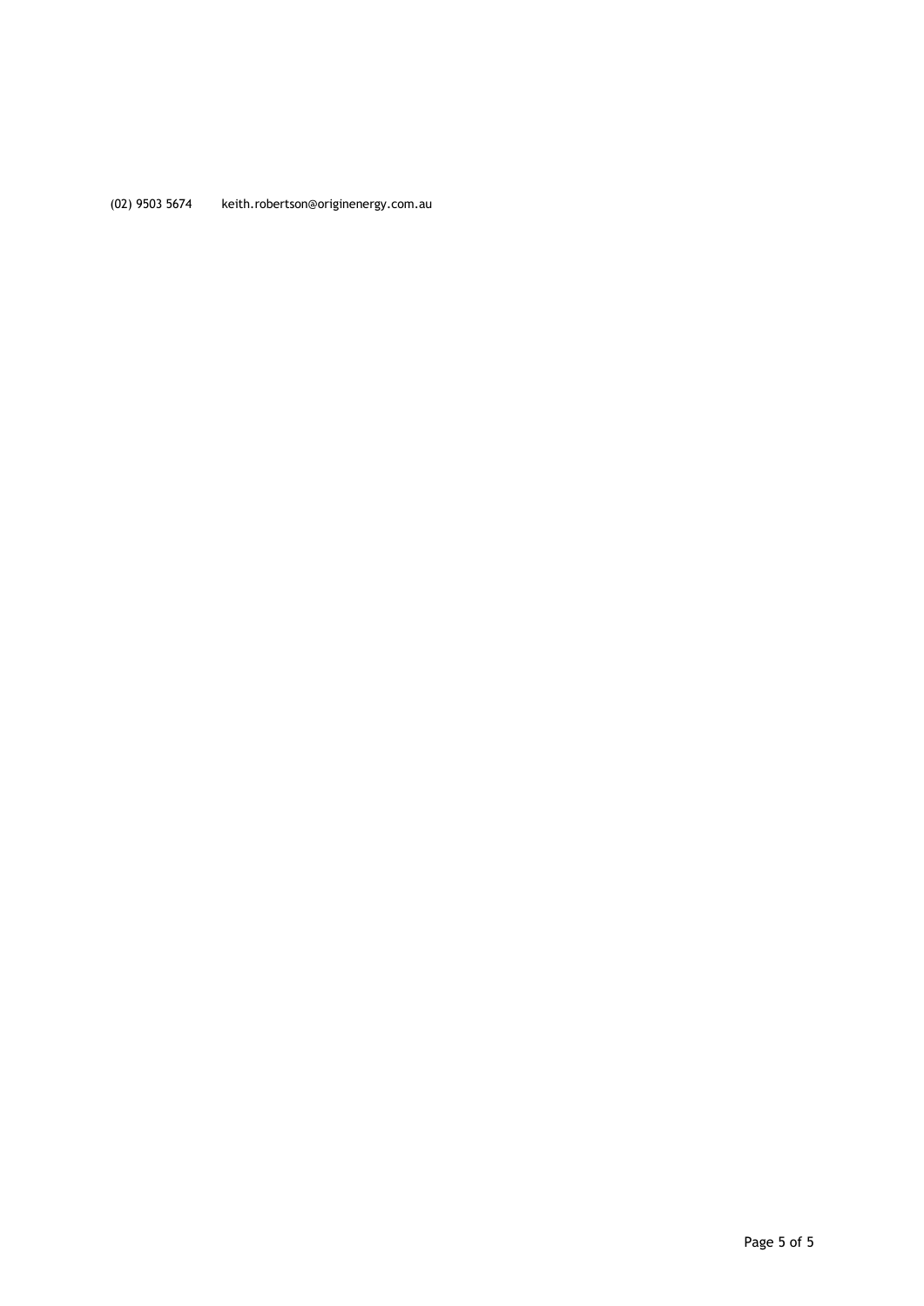(02) 9503 5674 keith.robertson@originenergy.com.au